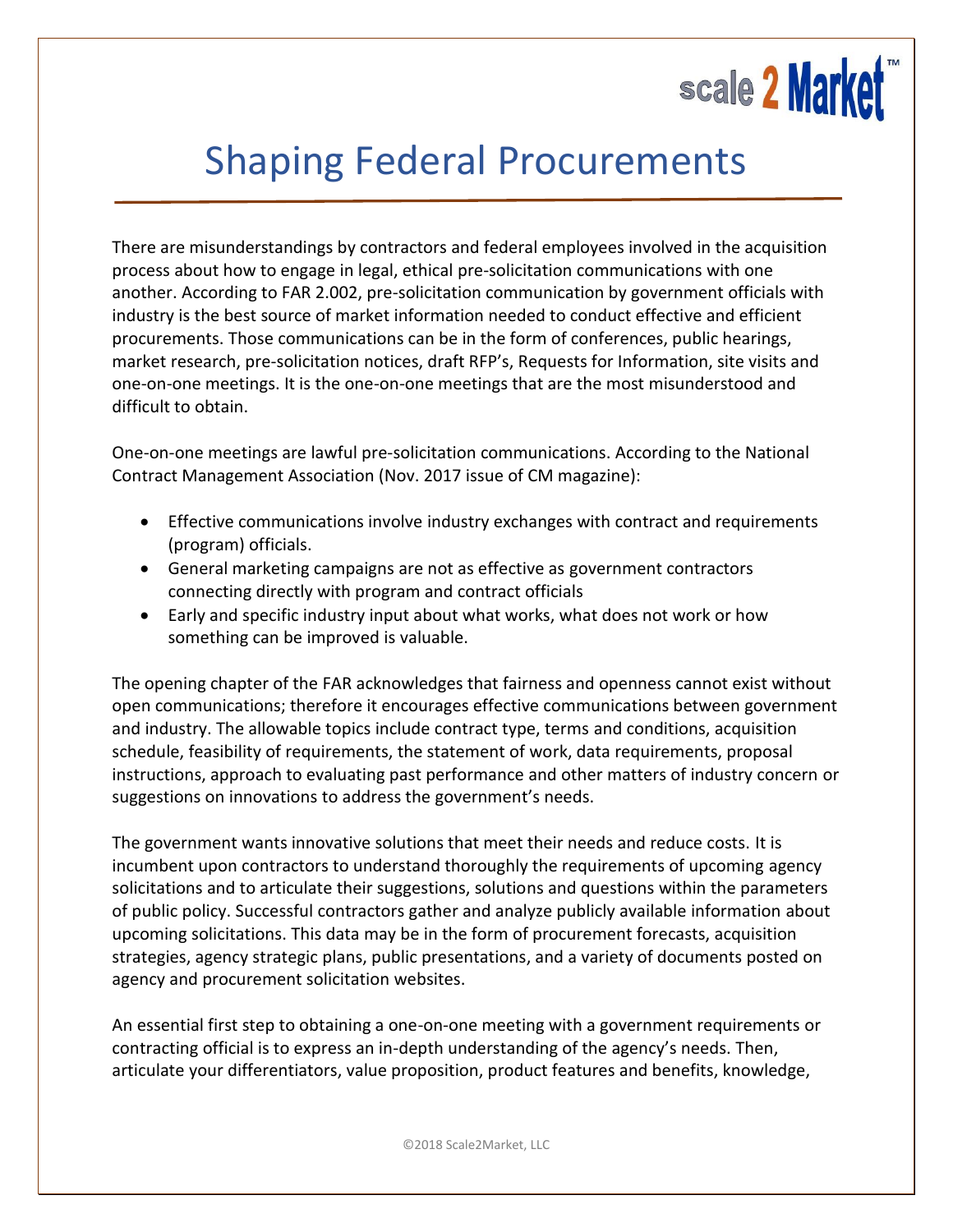# Shaping Federal Procurements

There are misunderstandings by contractors and federal employees involved in the acquisition process about how to engage in legal, ethical pre-solicitation communications with one another. According to FAR 2.002, pre-solicitation communication by government officials with industry is the best source of market information needed to conduct effective and efficient procurements. Those communications can be in the form of conferences, public hearings, market research, pre-solicitation notices, draft RFP's, Requests for Information, site visits and one-on-one meetings. It is the one-on-one meetings that are the most misunderstood and difficult to obtain.

One-on-one meetings are lawful pre-solicitation communications. According to the National Contract Management Association (Nov. 2017 issue of CM magazine):

- Effective communications involve industry exchanges with contract and requirements (program) officials.
- General marketing campaigns are not as effective as government contractors connecting directly with program and contract officials
- Early and specific industry input about what works, what does not work or how something can be improved is valuable.

The opening chapter of the FAR acknowledges that fairness and openness cannot exist without open communications; therefore it encourages effective communications between government and industry. The allowable topics include contract type, terms and conditions, acquisition schedule, feasibility of requirements, the statement of work, data requirements, proposal instructions, approach to evaluating past performance and other matters of industry concern or suggestions on innovations to address the government's needs.

The government wants innovative solutions that meet their needs and reduce costs. It is incumbent upon contractors to understand thoroughly the requirements of upcoming agency solicitations and to articulate their suggestions, solutions and questions within the parameters of public policy. Successful contractors gather and analyze publicly available information about upcoming solicitations. This data may be in the form of procurement forecasts, acquisition strategies, agency strategic plans, public presentations, and a variety of documents posted on agency and procurement solicitation websites.

An essential first step to obtaining a one-on-one meeting with a government requirements or contracting official is to express an in-depth understanding of the agency's needs. Then, articulate your differentiators, value proposition, product features and benefits, knowledge,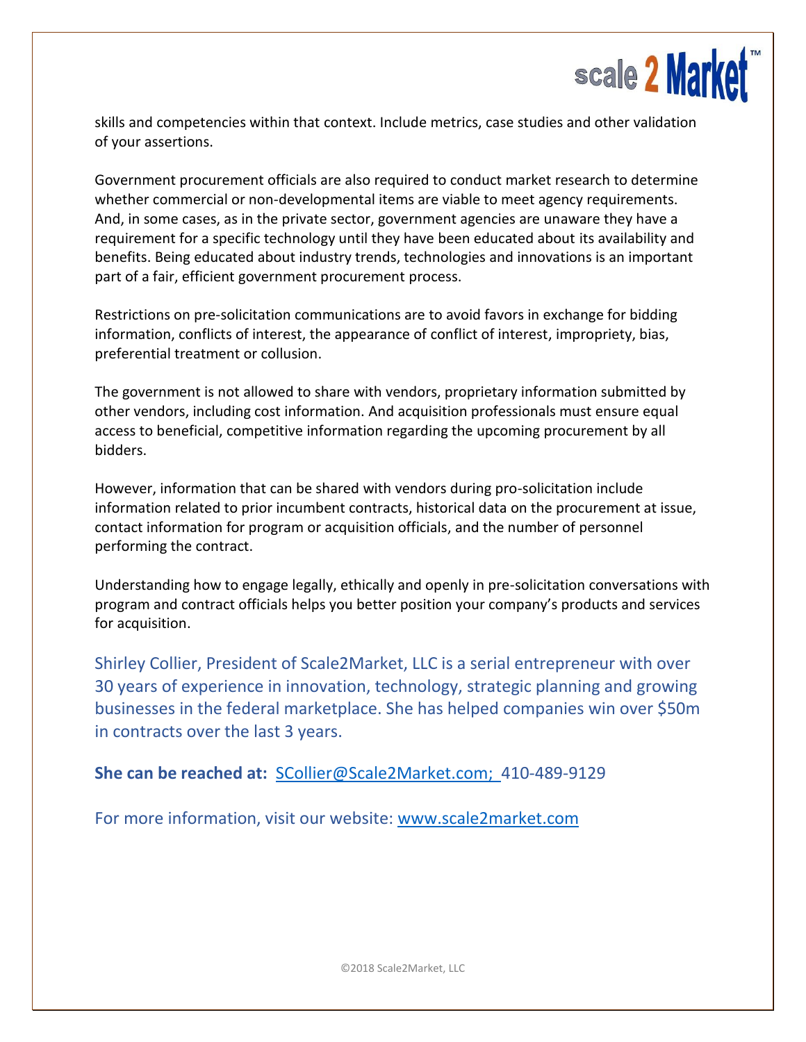skills and competencies within that context. Include metrics, case studies and other validation of your assertions.

Government procurement officials are also required to conduct market research to determine whether commercial or non-developmental items are viable to meet agency requirements. And, in some cases, as in the private sector, government agencies are unaware they have a requirement for a specific technology until they have been educated about its availability and benefits. Being educated about industry trends, technologies and innovations is an important part of a fair, efficient government procurement process.

Restrictions on pre-solicitation communications are to avoid favors in exchange for bidding information, conflicts of interest, the appearance of conflict of interest, impropriety, bias, preferential treatment or collusion.

The government is not allowed to share with vendors, proprietary information submitted by other vendors, including cost information. And acquisition professionals must ensure equal access to beneficial, competitive information regarding the upcoming procurement by all bidders.

However, information that can be shared with vendors during pro-solicitation include information related to prior incumbent contracts, historical data on the procurement at issue, contact information for program or acquisition officials, and the number of personnel performing the contract.

Understanding how to engage legally, ethically and openly in pre-solicitation conversations with program and contract officials helps you better position your company's products and services for acquisition.

Shirley Collier, President of Scale2Market, LLC is a serial entrepreneur with over 30 years of experience in innovation, technology, strategic planning and growing businesses in the federal marketplace. She has helped companies win over $50m in contracts over the last 3 years.

**She can be reached at:** SCollier@Scale2Market.com; 410-489-9129

For more information, visit our website: www.scale2market.com

©2018 Scale2Market, LLC